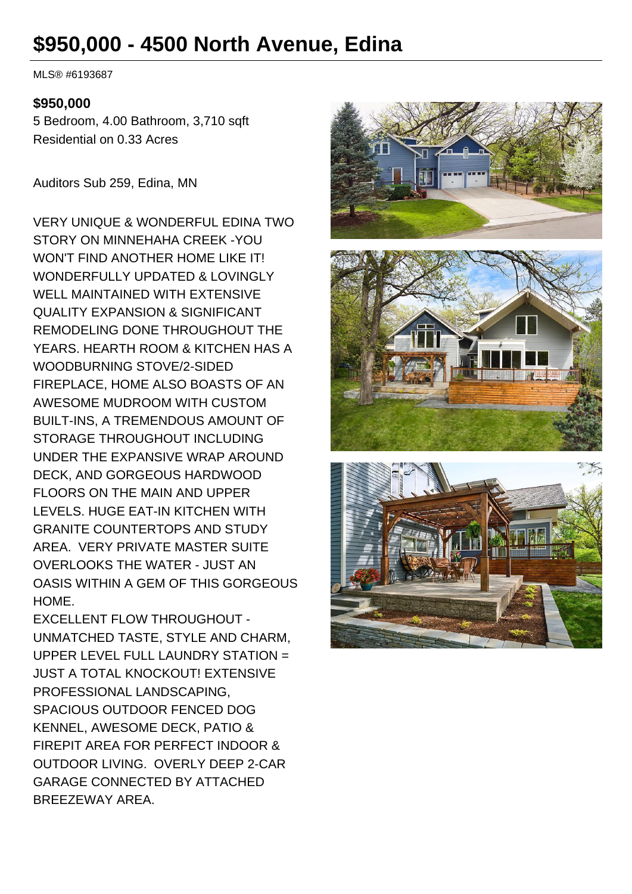# $950,000 - 4500 North Avenue, Edina

MLS® #6193687

**$950,000**

5 Bedroom, 4.00 Bathroom, 3,710 sqft

Residential on 0.33 Acres

Auditors Sub 259, Edina, MN

VERY UNIQUE & WONDERFUL EDINA TWO STORY ON MINNEHAHA CREEK -YOU WON'T FIND ANOTHER HOME LIKE IT! WONDERFULLY UPDATED & LOVINGLY WELL MAINTAINED WITH EXTENSIVE QUALITY EXPANSION & SIGNIFICANT REMODELING DONE THROUGHOUT THE YEARS. HEARTH ROOM & KITCHEN HAS A WOODBURNING STOVE/2-SIDED FIREPLACE, HOME ALSO BOASTS OF AN AWESOME MUDROOM WITH CUSTOM BUILT-INS, A TREMENDOUS AMOUNT OF STORAGE THROUGHOUT INCLUDING UNDER THE EXPANSIVE WRAP AROUND DECK, AND GORGEOUS HARDWOOD FLOORS ON THE MAIN AND UPPER LEVELS. HUGE EAT-IN KITCHEN WITH GRANITE COUNTERTOPS AND STUDY AREA. VERY PRIVATE MASTER SUITE OVERLOOKS THE WATER - JUST AN OASIS WITHIN A GEM OF THIS GORGEOUS HOME.

EXCELLENT FLOW THROUGHOUT - UNMATCHED TASTE, STYLE AND CHARM, UPPER LEVEL FULL LAUNDRY STATION = JUST A TOTAL KNOCKOUT! EXTENSIVE PROFESSIONAL LANDSCAPING, SPACIOUS OUTDOOR FENCED DOG KENNEL, AWESOME DECK, PATIO & FIREPIT AREA FOR PERFECT INDOOR & OUTDOOR LIVING. OVERLY DEEP 2-CAR GARAGE CONNECTED BY ATTACHED BREEZEWAY AREA.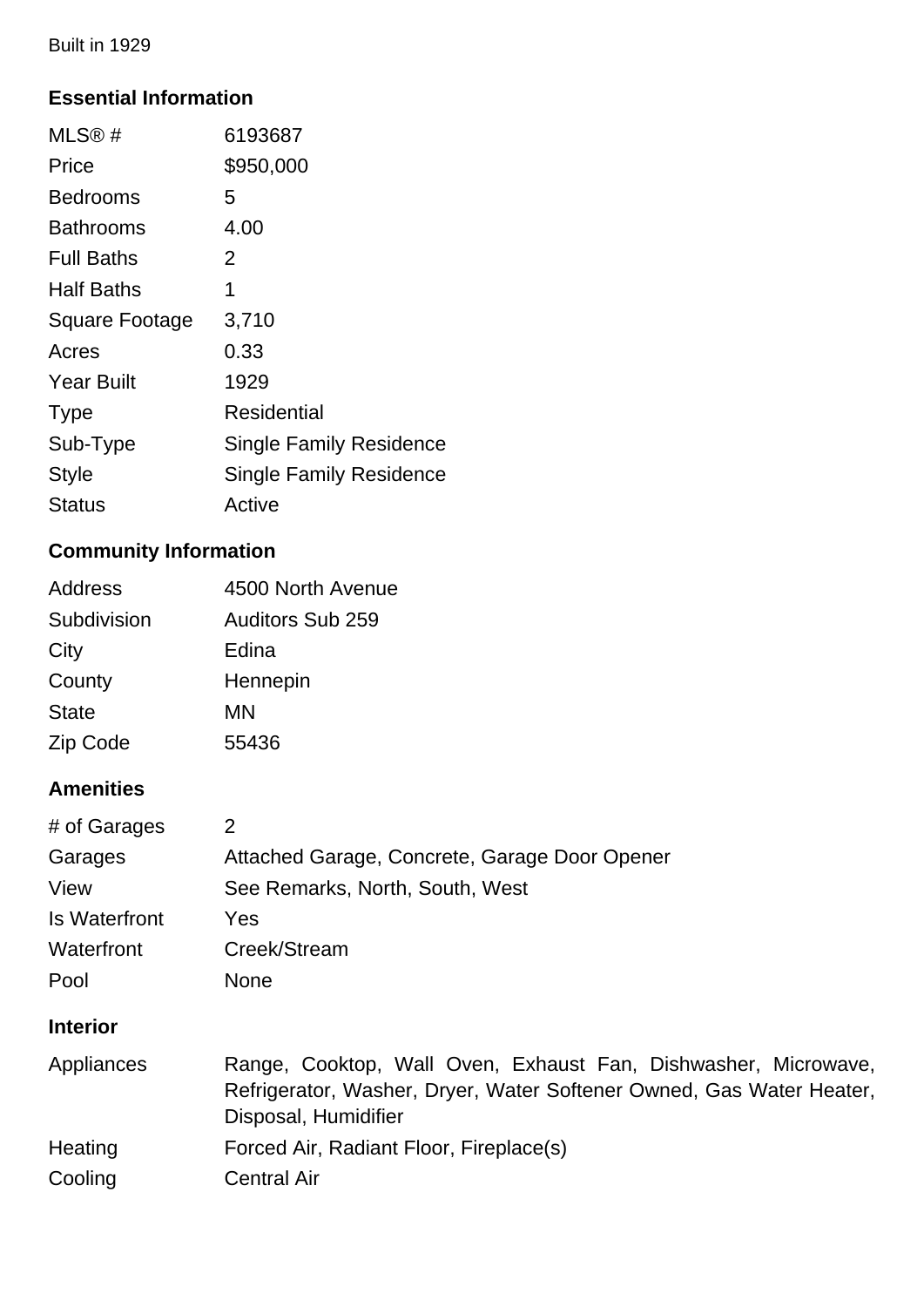Built in 1929

### Essential Information

| | |
|---|---|
| MLS® # | 6193687 |
| Price | $950,000 |
| Bedrooms | 5 |
| Bathrooms | 4.00 |
| Full Baths | 2 |
| Half Baths | 1 |
| Square Footage | 3,710 |
| Acres | 0.33 |
| Year Built | 1929 |
| Type | Residential |
| Sub-Type | Single Family Residence |
| Style | Single Family Residence |
| Status | Active |

### Community Information

| | |
|---|---|
| Address | 4500 North Avenue |
| Subdivision | Auditors Sub 259 |
| City | Edina |
| County | Hennepin |
| State | MN |
| Zip Code | 55436 |

### Amenities

| | |
|---|---|
| # of Garages | 2 |
| Garages | Attached Garage, Concrete, Garage Door Opener |
| View | See Remarks, North, South, West |
| Is Waterfront | Yes |
| Waterfront | Creek/Stream |
| Pool | None |

### Interior

| | |
|---|---|
| Appliances | Range, Cooktop, Wall Oven, Exhaust Fan, Dishwasher, Microwave, Refrigerator, Washer, Dryer, Water Softener Owned, Gas Water Heater, Disposal, Humidifier |
| Heating | Forced Air, Radiant Floor, Fireplace(s) |
| Cooling | Central Air |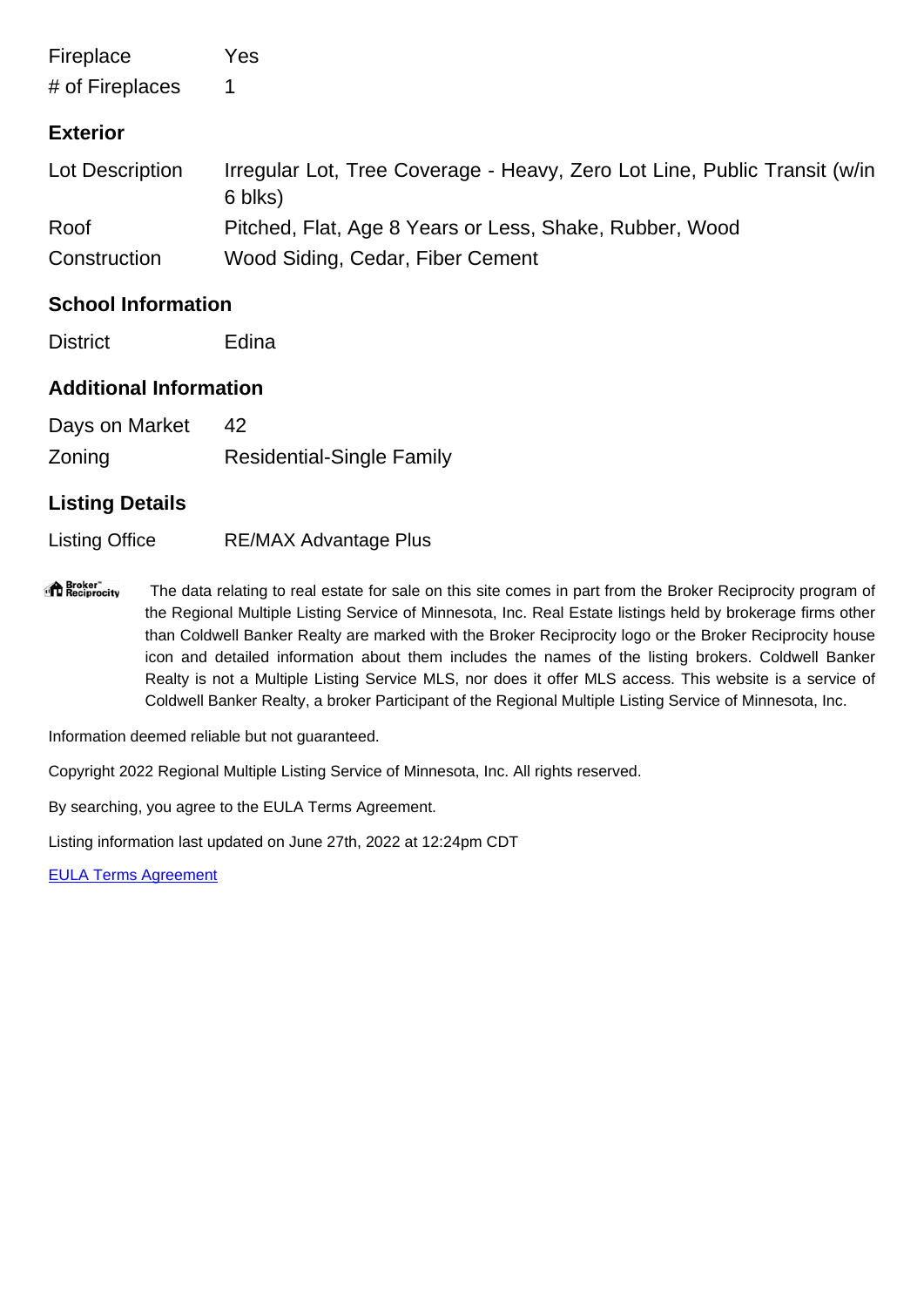| | |
|---|---|
| Fireplace | Yes |
| # of Fireplaces | 1 |

## Exterior

| | |
|---|---|
| Lot Description | Irregular Lot, Tree Coverage - Heavy, Zero Lot Line, Public Transit (w/in 6 blks) |
| Roof | Pitched, Flat, Age 8 Years or Less, Shake, Rubber, Wood |
| Construction | Wood Siding, Cedar, Fiber Cement |

## School Information

| | |
|---|---|
| District | Edina |

## Additional Information

| | |
|---|---|
| Days on Market | 42 |
| Zoning | Residential-Single Family |

## Listing Details

| | |
|---|---|
| Listing Office | RE/MAX Advantage Plus |

Broker Reciprocity The data relating to real estate for sale on this site comes in part from the Broker Reciprocity program of the Regional Multiple Listing Service of Minnesota, Inc. Real Estate listings held by brokerage firms other than Coldwell Banker Realty are marked with the Broker Reciprocity logo or the Broker Reciprocity house icon and detailed information about them includes the names of the listing brokers. Coldwell Banker Realty is not a Multiple Listing Service MLS, nor does it offer MLS access. This website is a service of Coldwell Banker Realty, a broker Participant of the Regional Multiple Listing Service of Minnesota, Inc.

Information deemed reliable but not guaranteed.

Copyright 2022 Regional Multiple Listing Service of Minnesota, Inc. All rights reserved.

By searching, you agree to the EULA Terms Agreement.

Listing information last updated on June 27th, 2022 at 12:24pm CDT

EULA Terms Agreement